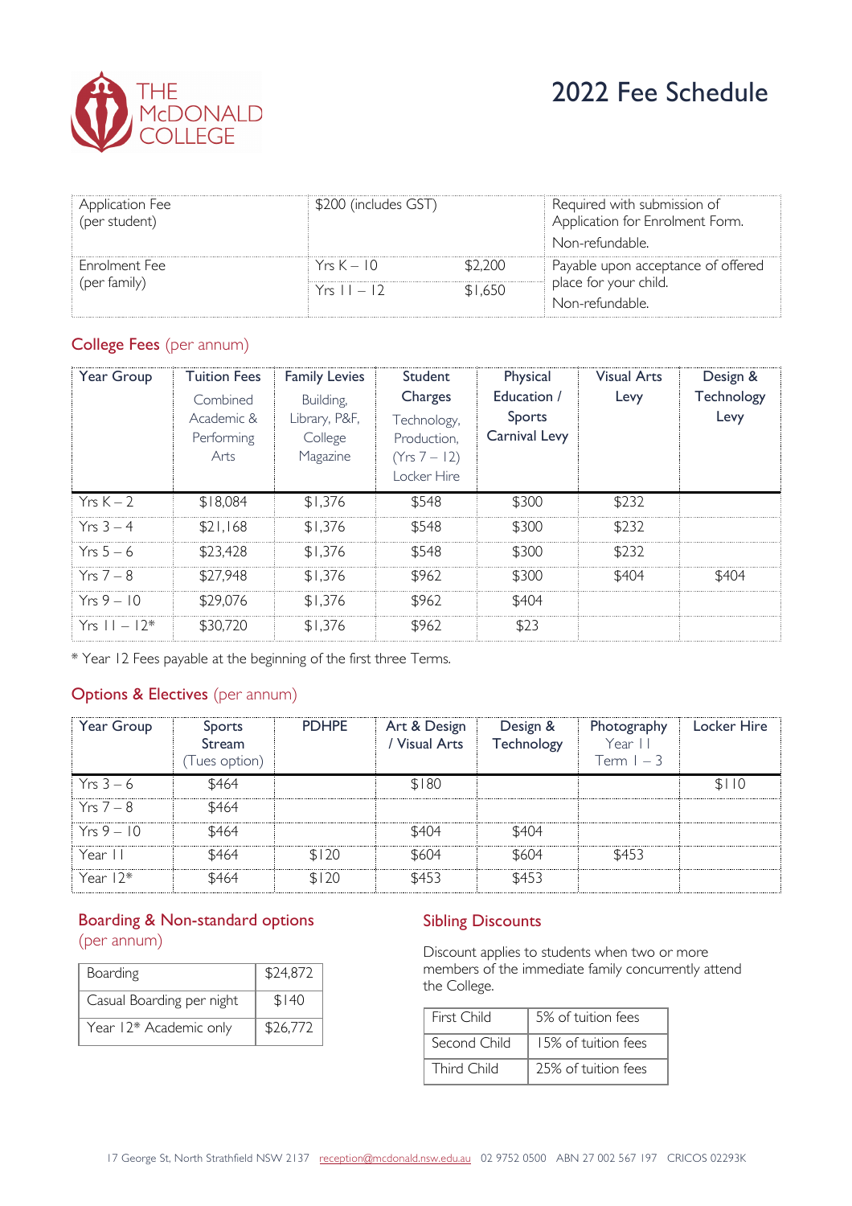THE McDONALD COLLEGE

# 2022 Fee Schedule

| | | | |
|---|---|---|---|
| Application Fee (per student) | $200 (includes GST) | | Required with submission of Application for Enrolment Form. Non-refundable. |
| Enrolment Fee (per family) | Yrs K – 10 | $2,200 | Payable upon acceptance of offered place for your child. Non-refundable. |
| | Yrs 11 – 12 | $1,650 | |

## College Fees (per annum)

| Year Group | Tuition Fees Combined Academic & Performing Arts | Family Levies Building, Library, P&F, College Magazine | Student Charges Technology, Production, (Yrs 7 – 12) Locker Hire | Physical Education / Sports Carnival Levy | Visual Arts Levy | Design & Technology Levy |
|---|---|---|---|---|---|---|
| Yrs K – 2 | $18,084 | $1,376 | $548 | $300 | $232 | |
| Yrs 3 – 4 | $21,168 | $1,376 | $548 | $300 | $232 | |
| Yrs 5 – 6 | $23,428 | $1,376 | $548 | $300 | $232 | |
| Yrs 7 – 8 | $27,948 | $1,376 | $962 | $300 | $404 | $404 |
| Yrs 9 – 10 | $29,076 | $1,376 | $962 | $404 | | |
| Yrs 11 – 12* | $30,720 | $1,376 | $962 | $23 | | |

* Year 12 Fees payable at the beginning of the first three Terms.

## Options & Electives (per annum)

| Year Group | Sports Stream (Tues option) | PDHPE | Art & Design / Visual Arts | Design & Technology | Photography Year 11 Term 1 – 3 | Locker Hire |
|---|---|---|---|---|---|---|
| Yrs 3 – 6 | $464 | | $180 | | | $110 |
| Yrs 7 – 8 | $464 | | | | | |
| Yrs 9 – 10 | $464 | | $404 | $404 | | |
| Year 11 | $464 | $120 | $604 | $604 | $453 | |
| Year 12* | $464 | $120 | $453 | $453 | | |

## Boarding & Non-standard options (per annum)

| | |
|---|---|
| Boarding | $24,872 |
| Casual Boarding per night | $140 |
| Year 12* Academic only | $26,772 |

## Sibling Discounts

Discount applies to students when two or more members of the immediate family concurrently attend the College.

| | |
|---|---|
| First Child | 5% of tuition fees |
| Second Child | 15% of tuition fees |
| Third Child | 25% of tuition fees |

17 George St, North Strathfield NSW 2137 reception@mcdonald.nsw.edu.au 02 9752 0500 ABN 27 002 567 197 CRICOS 02293K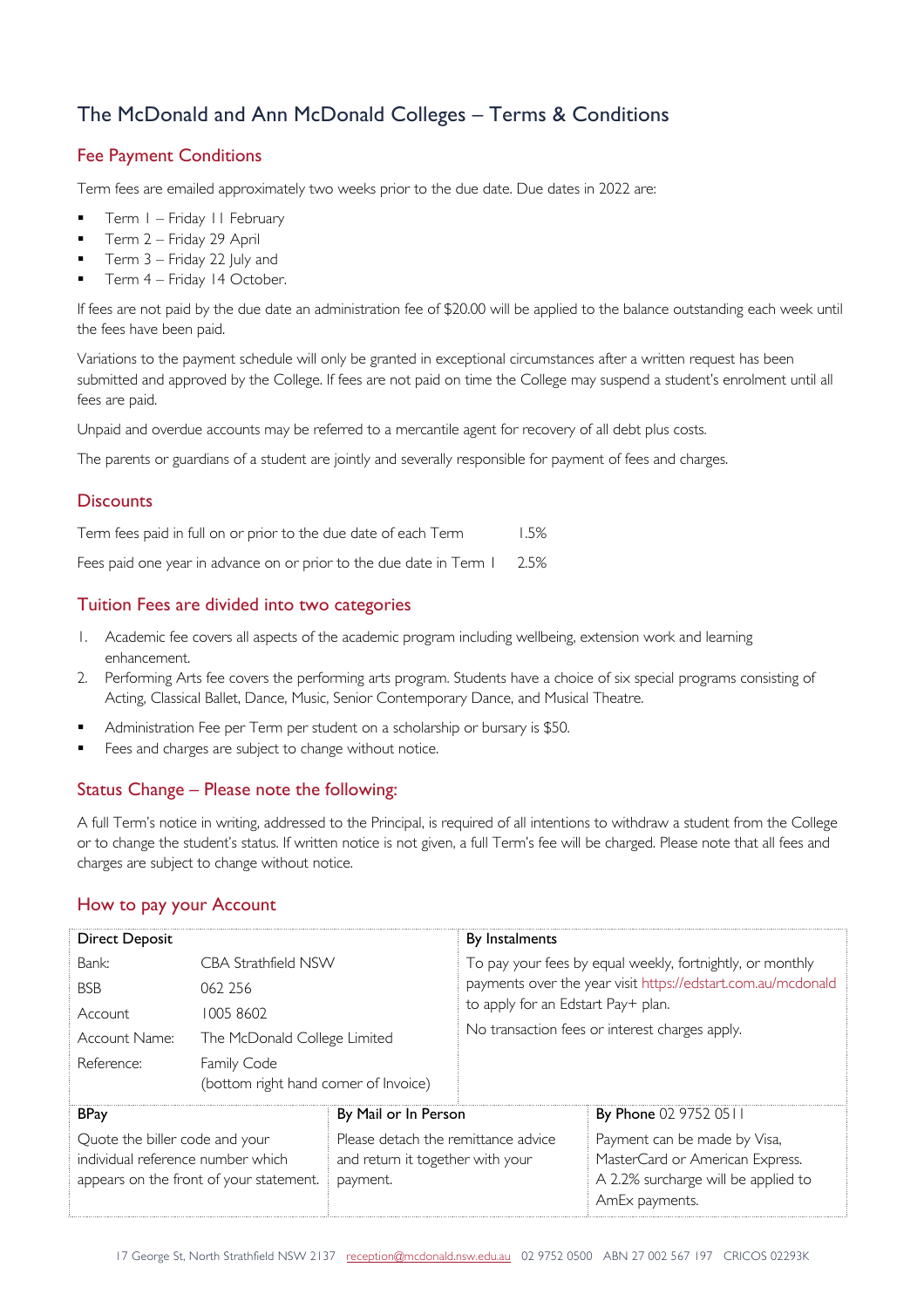# The McDonald and Ann McDonald Colleges – Terms & Conditions

## Fee Payment Conditions

Term fees are emailed approximately two weeks prior to the due date. Due dates in 2022 are:

- Term 1 – Friday 11 February
- Term 2 – Friday 29 April
- Term 3 – Friday 22 July and
- Term 4 – Friday 14 October.

If fees are not paid by the due date an administration fee of $20.00 will be applied to the balance outstanding each week until the fees have been paid.

Variations to the payment schedule will only be granted in exceptional circumstances after a written request has been submitted and approved by the College. If fees are not paid on time the College may suspend a student's enrolment until all fees are paid.

Unpaid and overdue accounts may be referred to a mercantile agent for recovery of all debt plus costs.

The parents or guardians of a student are jointly and severally responsible for payment of fees and charges.

## Discounts

| | |
|---|---|
| Term fees paid in full on or prior to the due date of each Term | 1.5% |
| Fees paid one year in advance on or prior to the due date in Term 1 | 2.5% |

## Tuition Fees are divided into two categories

1. Academic fee covers all aspects of the academic program including wellbeing, extension work and learning enhancement.
2. Performing Arts fee covers the performing arts program. Students have a choice of six special programs consisting of Acting, Classical Ballet, Dance, Music, Senior Contemporary Dance, and Musical Theatre.

- Administration Fee per Term per student on a scholarship or bursary is $50.
- Fees and charges are subject to change without notice.

## Status Change – Please note the following:

A full Term's notice in writing, addressed to the Principal, is required of all intentions to withdraw a student from the College or to change the student's status. If written notice is not given, a full Term's fee will be charged. Please note that all fees and charges are subject to change without notice.

## How to pay your Account

**Direct Deposit**

| | |
|---|---|
| Bank: | CBA Strathfield NSW |
| BSB | 062 256 |
| Account | 1005 8602 |
| Account Name: | The McDonald College Limited |
| Reference: | Family Code (bottom right hand corner of Invoice) |

**By Instalments**

To pay your fees by equal weekly, fortnightly, or monthly payments over the year visit https://edstart.com.au/mcdonald to apply for an Edstart Pay+ plan.

No transaction fees or interest charges apply.

**BPay**

Quote the biller code and your individual reference number which appears on the front of your statement.

**By Mail or In Person**

Please detach the remittance advice and return it together with your payment.

**By Phone** 02 9752 0511

Payment can be made by Visa, MasterCard or American Express. A 2.2% surcharge will be applied to AmEx payments.

17 George St, North Strathfield NSW 2137 reception@mcdonald.nsw.edu.au 02 9752 0500 ABN 27 002 567 197 CRICOS 02293K